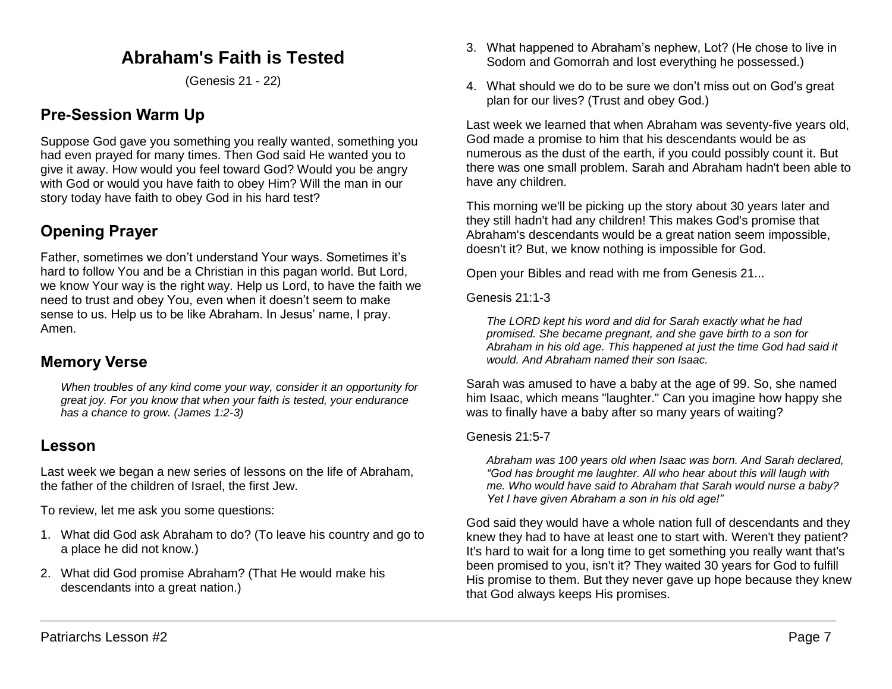# Abraham's Faith is Tested

(Genesis 21 - 22)

## Pre-Session Warm Up

Suppose God gave you something you really wanted, something you had even prayed for many times. Then God said He wanted you to give it away. How would you feel toward God? Would you be angry with God or would you have faith to obey Him? Will the man in our story today have faith to obey God in his hard test?

## Opening Prayer

Father, sometimes we don't understand Your ways. Sometimes it's hard to follow You and be a Christian in this pagan world. But Lord, we know Your way is the right way. Help us Lord, to have the faith we need to trust and obey You, even when it doesn't seem to make sense to us. Help us to be like Abraham. In Jesus' name, I pray. Amen.

## Memory Verse

> *When troubles of any kind come your way, consider it an opportunity for great joy. For you know that when your faith is tested, your endurance has a chance to grow. (James 1:2-3)*

## Lesson

Last week we began a new series of lessons on the life of Abraham, the father of the children of Israel, the first Jew.

To review, let me ask you some questions:

1. What did God ask Abraham to do? (To leave his country and go to a place he did not know.)
2. What did God promise Abraham? (That He would make his descendants into a great nation.)
3. What happened to Abraham's nephew, Lot? (He chose to live in Sodom and Gomorrah and lost everything he possessed.)
4. What should we do to be sure we don't miss out on God's great plan for our lives? (Trust and obey God.)

Last week we learned that when Abraham was seventy-five years old, God made a promise to him that his descendants would be as numerous as the dust of the earth, if you could possibly count it. But there was one small problem. Sarah and Abraham hadn't been able to have any children.

This morning we'll be picking up the story about 30 years later and they still hadn't had any children! This makes God's promise that Abraham's descendants would be a great nation seem impossible, doesn't it? But, we know nothing is impossible for God.

Open your Bibles and read with me from Genesis 21...

Genesis 21:1-3

> *The LORD kept his word and did for Sarah exactly what he had promised. She became pregnant, and she gave birth to a son for Abraham in his old age. This happened at just the time God had said it would. And Abraham named their son Isaac.*

Sarah was amused to have a baby at the age of 99. So, she named him Isaac, which means "laughter." Can you imagine how happy she was to finally have a baby after so many years of waiting?

Genesis 21:5-7

> *Abraham was 100 years old when Isaac was born. And Sarah declared, "God has brought me laughter. All who hear about this will laugh with me. Who would have said to Abraham that Sarah would nurse a baby? Yet I have given Abraham a son in his old age!"*

God said they would have a whole nation full of descendants and they knew they had to have at least one to start with. Weren't they patient? It's hard to wait for a long time to get something you really want that's been promised to you, isn't it? They waited 30 years for God to fulfill His promise to them. But they never gave up hope because they knew that God always keeps His promises.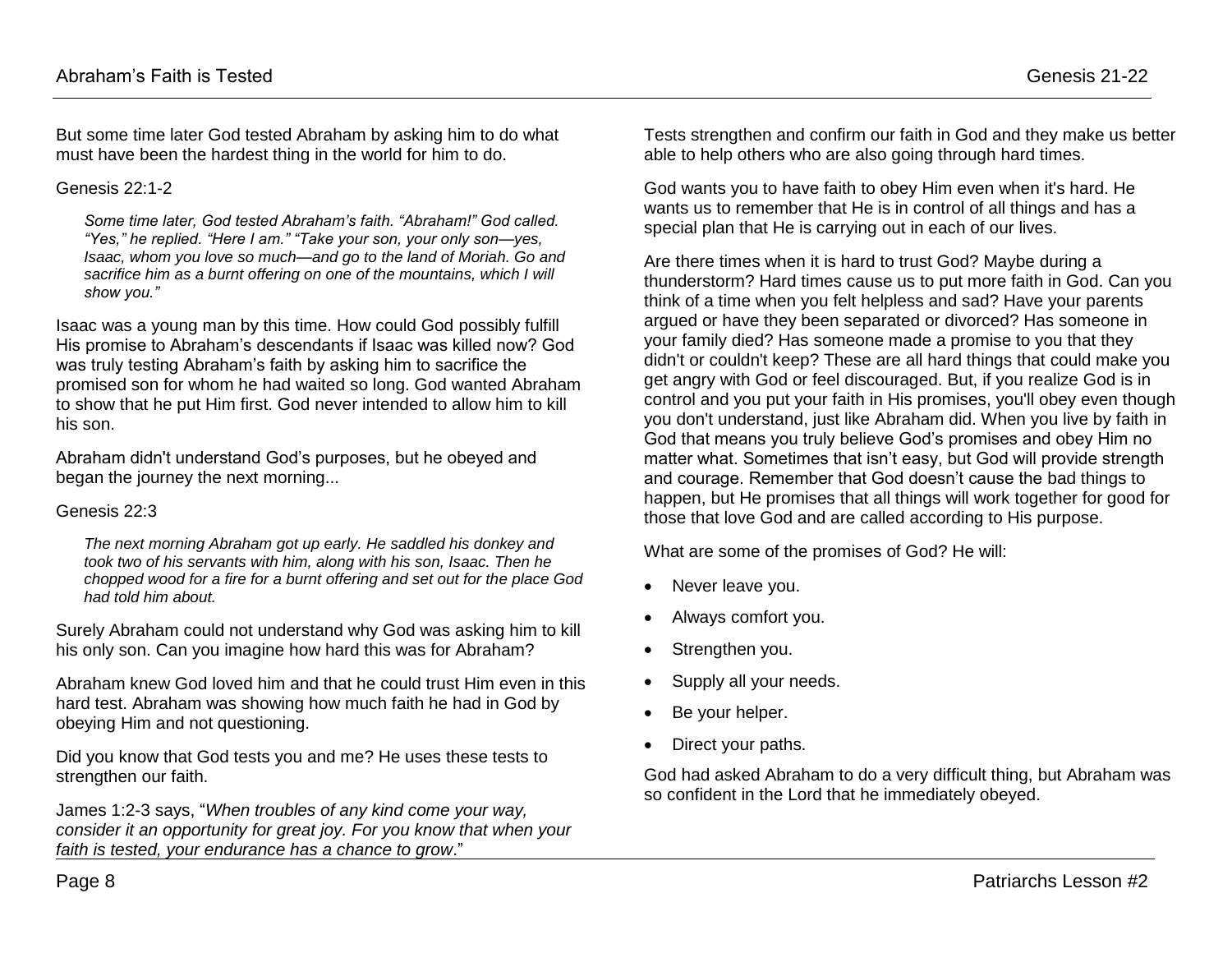But some time later God tested Abraham by asking him to do what must have been the hardest thing in the world for him to do.

Genesis 22:1-2

> *Some time later, God tested Abraham's faith. "Abraham!" God called. "Yes," he replied. "Here I am." "Take your son, your only son—yes, Isaac, whom you love so much—and go to the land of Moriah. Go and sacrifice him as a burnt offering on one of the mountains, which I will show you."*

Isaac was a young man by this time. How could God possibly fulfill His promise to Abraham's descendants if Isaac was killed now? God was truly testing Abraham's faith by asking him to sacrifice the promised son for whom he had waited so long. God wanted Abraham to show that he put Him first. God never intended to allow him to kill his son.

Abraham didn't understand God's purposes, but he obeyed and began the journey the next morning...

Genesis 22:3

> *The next morning Abraham got up early. He saddled his donkey and took two of his servants with him, along with his son, Isaac. Then he chopped wood for a fire for a burnt offering and set out for the place God had told him about.*

Surely Abraham could not understand why God was asking him to kill his only son. Can you imagine how hard this was for Abraham?

Abraham knew God loved him and that he could trust Him even in this hard test. Abraham was showing how much faith he had in God by obeying Him and not questioning.

Did you know that God tests you and me? He uses these tests to strengthen our faith.

James 1:2-3 says, "*When troubles of any kind come your way, consider it an opportunity for great joy. For you know that when your faith is tested, your endurance has a chance to grow*."

Tests strengthen and confirm our faith in God and they make us better able to help others who are also going through hard times.

God wants you to have faith to obey Him even when it's hard. He wants us to remember that He is in control of all things and has a special plan that He is carrying out in each of our lives.

Are there times when it is hard to trust God? Maybe during a thunderstorm? Hard times cause us to put more faith in God. Can you think of a time when you felt helpless and sad? Have your parents argued or have they been separated or divorced? Has someone in your family died? Has someone made a promise to you that they didn't or couldn't keep? These are all hard things that could make you get angry with God or feel discouraged. But, if you realize God is in control and you put your faith in His promises, you'll obey even though you don't understand, just like Abraham did. When you live by faith in God that means you truly believe God's promises and obey Him no matter what. Sometimes that isn't easy, but God will provide strength and courage. Remember that God doesn't cause the bad things to happen, but He promises that all things will work together for good for those that love God and are called according to His purpose.

What are some of the promises of God? He will:

- Never leave you.
- Always comfort you.
- Strengthen you.
- Supply all your needs.
- Be your helper.
- Direct your paths.

God had asked Abraham to do a very difficult thing, but Abraham was so confident in the Lord that he immediately obeyed.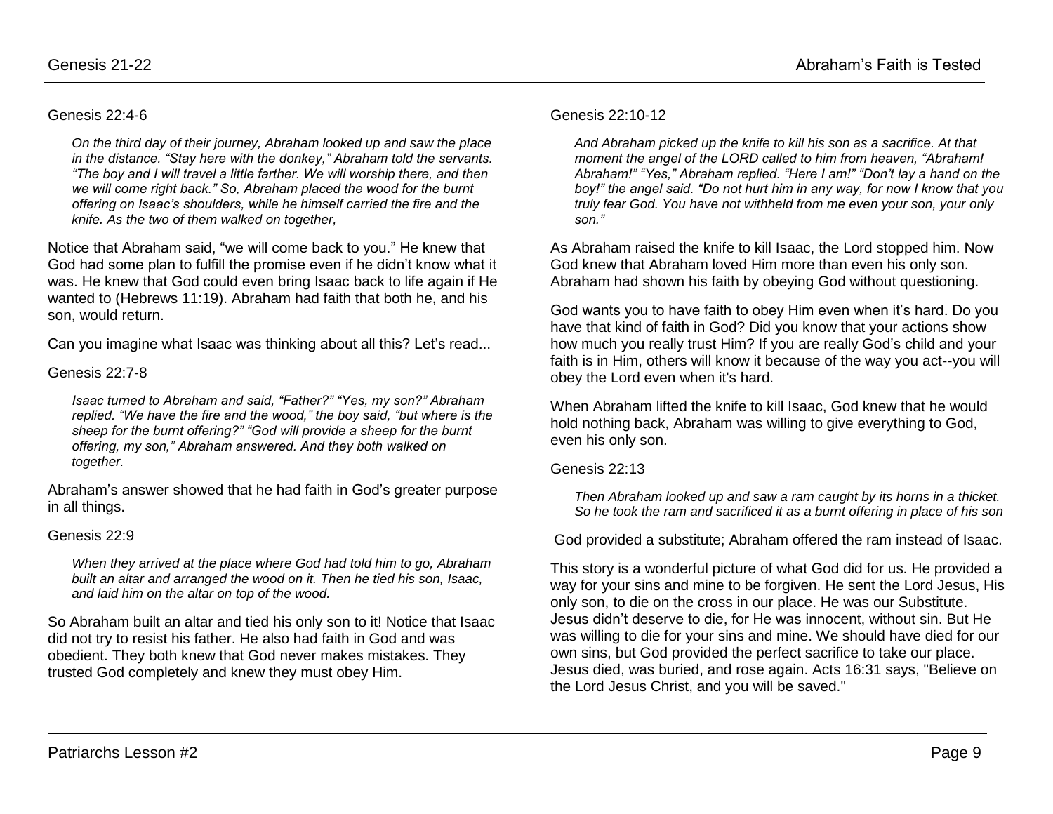Genesis 22:4-6

> *On the third day of their journey, Abraham looked up and saw the place in the distance. "Stay here with the donkey," Abraham told the servants. "The boy and I will travel a little farther. We will worship there, and then we will come right back." So, Abraham placed the wood for the burnt offering on Isaac's shoulders, while he himself carried the fire and the knife. As the two of them walked on together,*

Notice that Abraham said, "we will come back to you." He knew that God had some plan to fulfill the promise even if he didn't know what it was. He knew that God could even bring Isaac back to life again if He wanted to (Hebrews 11:19). Abraham had faith that both he, and his son, would return.

Can you imagine what Isaac was thinking about all this? Let's read...

Genesis 22:7-8

> *Isaac turned to Abraham and said, "Father?" "Yes, my son?" Abraham replied. "We have the fire and the wood," the boy said, "but where is the sheep for the burnt offering?" "God will provide a sheep for the burnt offering, my son," Abraham answered. And they both walked on together.*

Abraham's answer showed that he had faith in God's greater purpose in all things.

Genesis 22:9

> *When they arrived at the place where God had told him to go, Abraham built an altar and arranged the wood on it. Then he tied his son, Isaac, and laid him on the altar on top of the wood.*

So Abraham built an altar and tied his only son to it! Notice that Isaac did not try to resist his father. He also had faith in God and was obedient. They both knew that God never makes mistakes. They trusted God completely and knew they must obey Him.

Genesis 22:10-12

> *And Abraham picked up the knife to kill his son as a sacrifice. At that moment the angel of the LORD called to him from heaven, "Abraham! Abraham!" "Yes," Abraham replied. "Here I am!" "Don't lay a hand on the boy!" the angel said. "Do not hurt him in any way, for now I know that you truly fear God. You have not withheld from me even your son, your only son."*

As Abraham raised the knife to kill Isaac, the Lord stopped him. Now God knew that Abraham loved Him more than even his only son. Abraham had shown his faith by obeying God without questioning.

God wants you to have faith to obey Him even when it's hard. Do you have that kind of faith in God? Did you know that your actions show how much you really trust Him? If you are really God's child and your faith is in Him, others will know it because of the way you act--you will obey the Lord even when it's hard.

When Abraham lifted the knife to kill Isaac, God knew that he would hold nothing back, Abraham was willing to give everything to God, even his only son.

Genesis 22:13

> *Then Abraham looked up and saw a ram caught by its horns in a thicket. So he took the ram and sacrificed it as a burnt offering in place of his son*

God provided a substitute; Abraham offered the ram instead of Isaac.

This story is a wonderful picture of what God did for us. He provided a way for your sins and mine to be forgiven. He sent the Lord Jesus, His only son, to die on the cross in our place. He was our Substitute. Jesus didn't deserve to die, for He was innocent, without sin. But He was willing to die for your sins and mine. We should have died for our own sins, but God provided the perfect sacrifice to take our place. Jesus died, was buried, and rose again. Acts 16:31 says, "Believe on the Lord Jesus Christ, and you will be saved."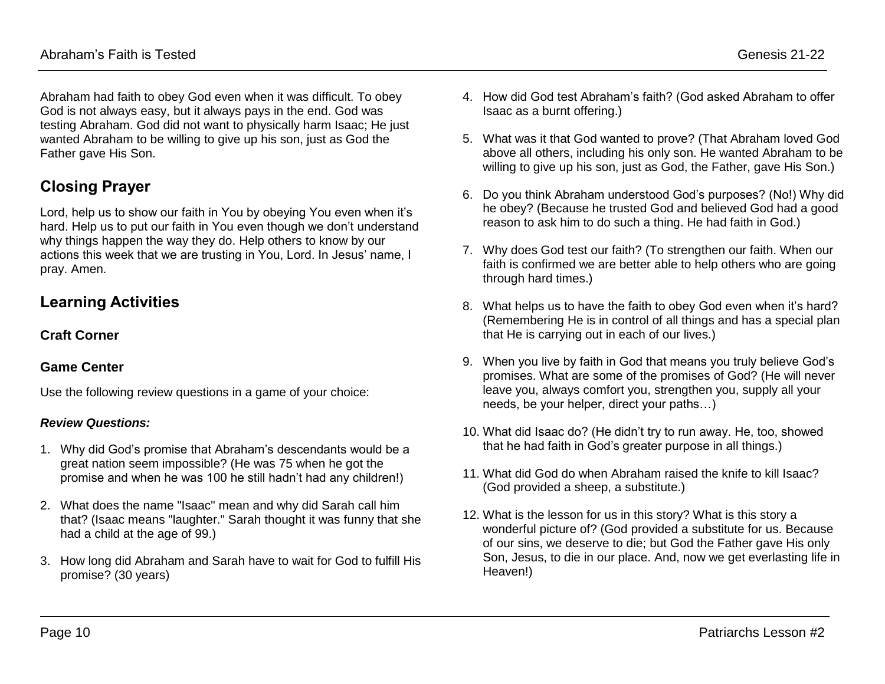Abraham had faith to obey God even when it was difficult. To obey God is not always easy, but it always pays in the end. God was testing Abraham. God did not want to physically harm Isaac; He just wanted Abraham to be willing to give up his son, just as God the Father gave His Son.

## Closing Prayer

Lord, help us to show our faith in You by obeying You even when it's hard. Help us to put our faith in You even though we don't understand why things happen the way they do. Help others to know by our actions this week that we are trusting in You, Lord. In Jesus' name, I pray. Amen.

## Learning Activities

### Craft Corner

### Game Center

Use the following review questions in a game of your choice:

#### *Review Questions:*

1. Why did God's promise that Abraham's descendants would be a great nation seem impossible? (He was 75 when he got the promise and when he was 100 he still hadn't had any children!)
2. What does the name "Isaac" mean and why did Sarah call him that? (Isaac means "laughter." Sarah thought it was funny that she had a child at the age of 99.)
3. How long did Abraham and Sarah have to wait for God to fulfill His promise? (30 years)
4. How did God test Abraham's faith? (God asked Abraham to offer Isaac as a burnt offering.)
5. What was it that God wanted to prove? (That Abraham loved God above all others, including his only son. He wanted Abraham to be willing to give up his son, just as God, the Father, gave His Son.)
6. Do you think Abraham understood God's purposes? (No!) Why did he obey? (Because he trusted God and believed God had a good reason to ask him to do such a thing. He had faith in God.)
7. Why does God test our faith? (To strengthen our faith. When our faith is confirmed we are better able to help others who are going through hard times.)
8. What helps us to have the faith to obey God even when it's hard? (Remembering He is in control of all things and has a special plan that He is carrying out in each of our lives.)
9. When you live by faith in God that means you truly believe God's promises. What are some of the promises of God? (He will never leave you, always comfort you, strengthen you, supply all your needs, be your helper, direct your paths…)
10. What did Isaac do? (He didn't try to run away. He, too, showed that he had faith in God's greater purpose in all things.)
11. What did God do when Abraham raised the knife to kill Isaac? (God provided a sheep, a substitute.)
12. What is the lesson for us in this story? What is this story a wonderful picture of? (God provided a substitute for us. Because of our sins, we deserve to die; but God the Father gave His only Son, Jesus, to die in our place. And, now we get everlasting life in Heaven!)